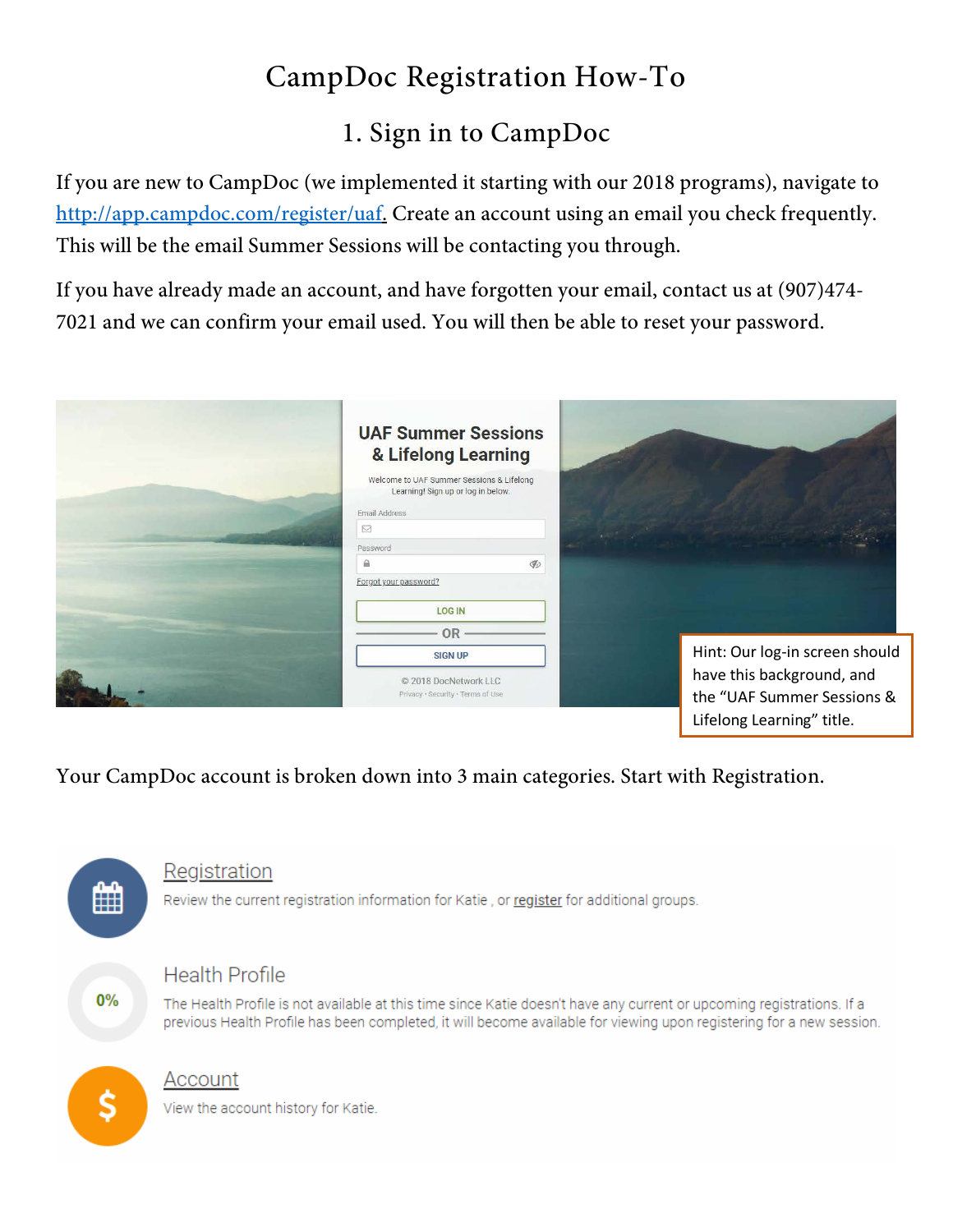# CampDoc Registration How-To

## 1. Sign in to CampDoc

If you are new to CampDoc (we implemented it starting with our 2018 programs), navigate to [http://app.campdoc.com/register/uaf.](http://app.campdoc.com/register/uaf) Create an account using an email you check frequently. This will be the email Summer Sessions will be contacting you through.

If you have already made an account, and have forgotten your email, contact us at (907)474-7021 and we can confirm your email used. You will then be able to reset your password.

UAF Summer Sessions & Lifelong Learning

Welcome to UAF Summer Sessions & Lifelong Learning! Sign up or log in below.

Email Address

Password

Forgot your password?

LOG IN

OR

SIGN UP

© 2018 DocNetwork LLC

Privacy · Security · Terms of Use

Hint: Our log-in screen should have this background, and the "UAF Summer Sessions & Lifelong Learning" title.

Your CampDoc account is broken down into 3 main categories. Start with Registration.

**Registration**

Review the current registration information for Katie , or register for additional groups.

**Health Profile**

0%

The Health Profile is not available at this time since Katie doesn't have any current or upcoming registrations. If a previous Health Profile has been completed, it will become available for viewing upon registering for a new session.

**Account**

View the account history for Katie.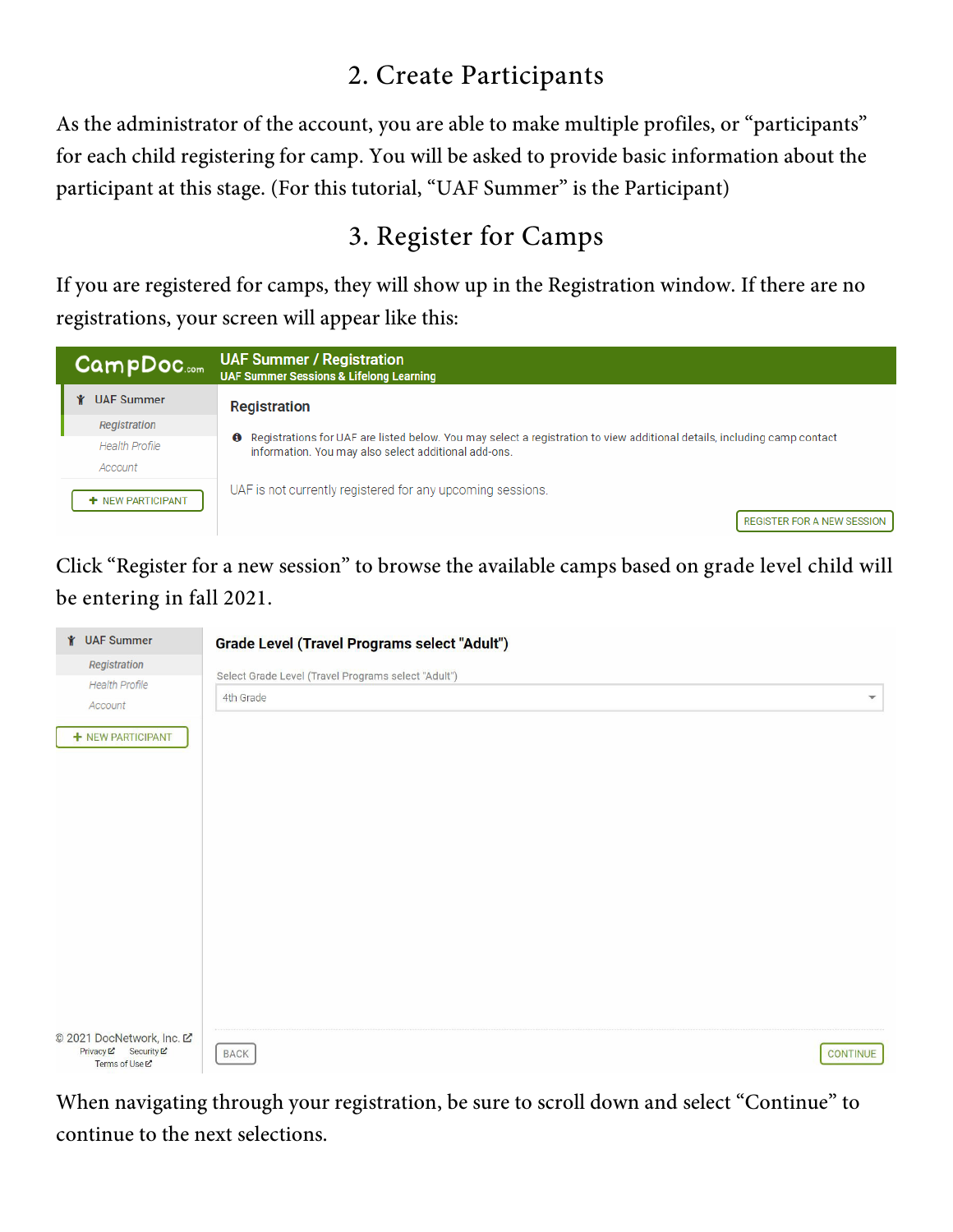## 2. Create Participants

As the administrator of the account, you are able to make multiple profiles, or "participants" for each child registering for camp. You will be asked to provide basic information about the participant at this stage. (For this tutorial, "UAF Summer" is the Participant)

## 3. Register for Camps

If you are registered for camps, they will show up in the Registration window. If there are no registrations, your screen will appear like this:

CampDoc.com UAF Summer / Registration
UAF Summer Sessions & Lifelong Learning

UAF Summer
Registration
Health Profile
Account
+ NEW PARTICIPANT

Registration

Registrations for UAF are listed below. You may select a registration to view additional details, including camp contact information. You may also select additional add-ons.

UAF is not currently registered for any upcoming sessions.

REGISTER FOR A NEW SESSION

Click "Register for a new session" to browse the available camps based on grade level child will be entering in fall 2021.

UAF Summer
Registration
Health Profile
Account
+ NEW PARTICIPANT

Grade Level (Travel Programs select "Adult")

Select Grade Level (Travel Programs select "Adult")

4th Grade

© 2021 DocNetwork, Inc.
Privacy Security
Terms of Use

BACK CONTINUE

When navigating through your registration, be sure to scroll down and select "Continue" to continue to the next selections.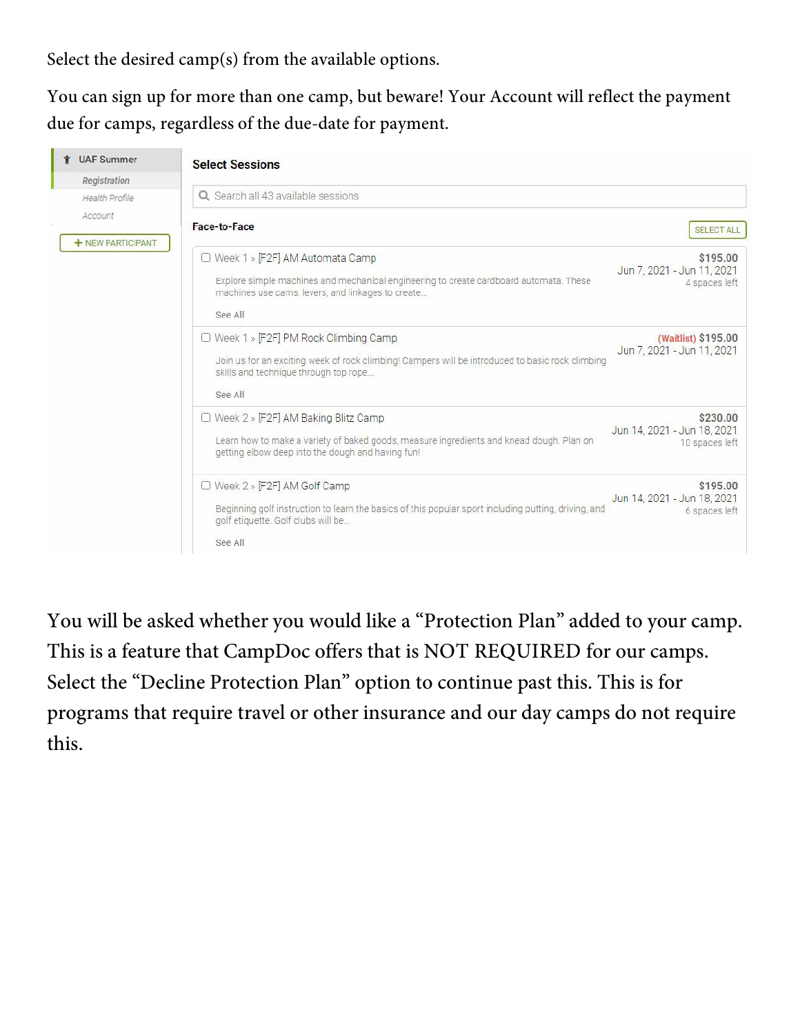Select the desired camp(s) from the available options.

You can sign up for more than one camp, but beware! Your Account will reflect the payment due for camps, regardless of the due-date for payment.

UAF Summer

- Registration
- Health Profile
- Account

+ NEW PARTICIPANT

**Select Sessions**

Search all 43 available sessions

**Face-to-Face** SELECT ALL

- Week 1 » [F2F] AM Automata Camp — $195.00 — Jun 7, 2021 - Jun 11, 2021 — 4 spaces left
  Explore simple machines and mechanical engineering to create cardboard automata. These machines use cams, levers, and linkages to create...
  See All
- Week 1 » [F2F] PM Rock Climbing Camp — (Waitlist) $195.00 — Jun 7, 2021 - Jun 11, 2021
  Join us for an exciting week of rock climbing! Campers will be introduced to basic rock climbing skills and technique through top rope...
  See All
- Week 2 » [F2F] AM Baking Blitz Camp — $230.00 — Jun 14, 2021 - Jun 18, 2021 — 10 spaces left
  Learn how to make a variety of baked goods, measure ingredients and knead dough. Plan on getting elbow deep into the dough and having fun!
- Week 2 » [F2F] AM Golf Camp — $195.00 — Jun 14, 2021 - Jun 18, 2021 — 6 spaces left
  Beginning golf instruction to learn the basics of this popular sport including putting, driving, and golf etiquette. Golf clubs will be...
  See All

You will be asked whether you would like a "Protection Plan" added to your camp. This is a feature that CampDoc offers that is NOT REQUIRED for our camps. Select the "Decline Protection Plan" option to continue past this. This is for programs that require travel or other insurance and our day camps do not require this.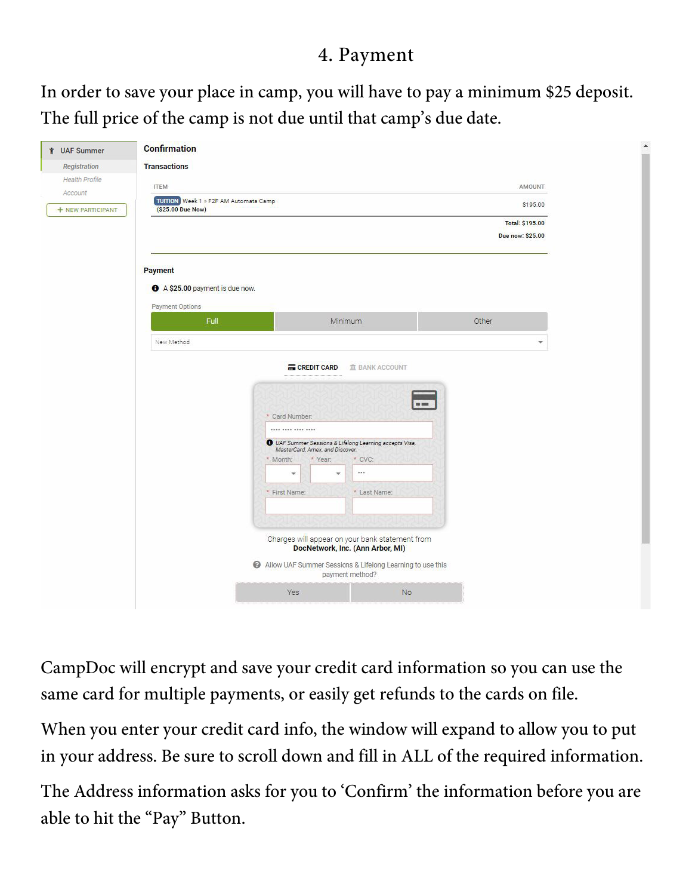# 4. Payment

In order to save your place in camp, you will have to pay a minimum $25 deposit. The full price of the camp is not due until that camp's due date.

CampDoc will encrypt and save your credit card information so you can use the same card for multiple payments, or easily get refunds to the cards on file.

When you enter your credit card info, the window will expand to allow you to put in your address. Be sure to scroll down and fill in ALL of the required information.

The Address information asks for you to 'Confirm' the information before you are able to hit the "Pay" Button.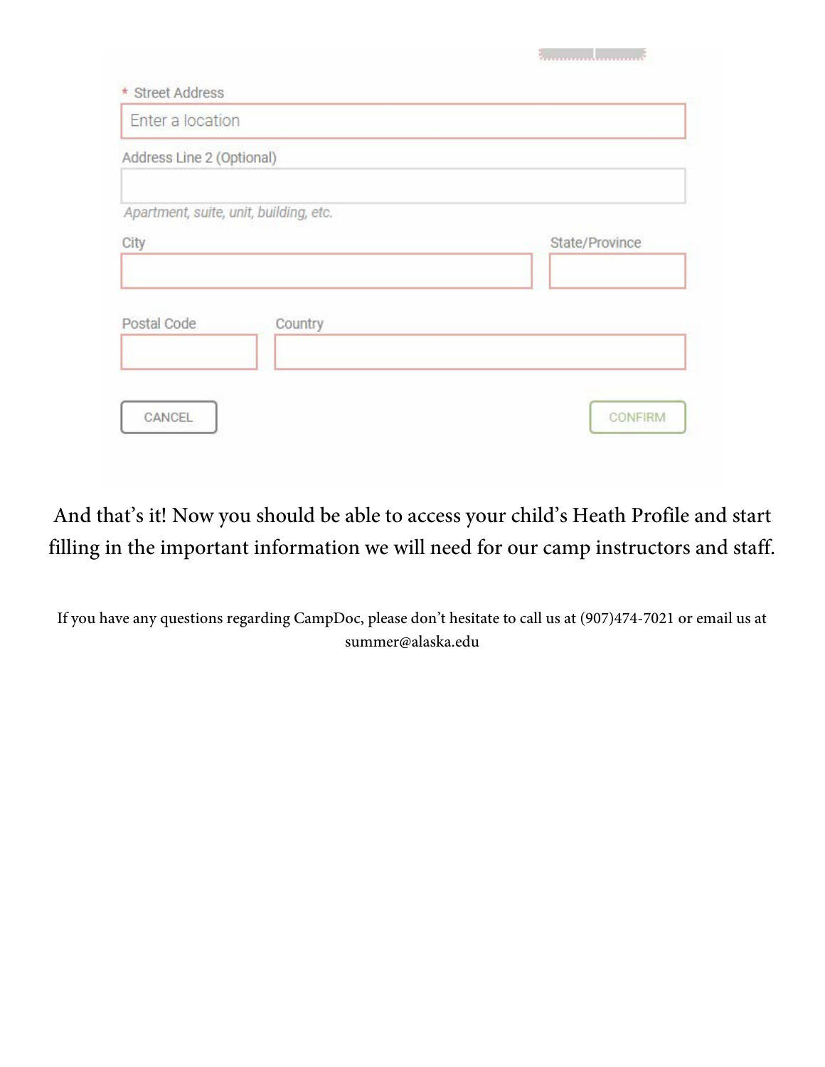\* Street Address

Enter a location

Address Line 2 (Optional)

*Apartment, suite, unit, building, etc.*

City

State/Province

Postal Code

Country

CANCEL

CONFIRM

And that's it! Now you should be able to access your child's Heath Profile and start filling in the important information we will need for our camp instructors and staff.

If you have any questions regarding CampDoc, please don't hesitate to call us at (907)474-7021 or email us at summer@alaska.edu